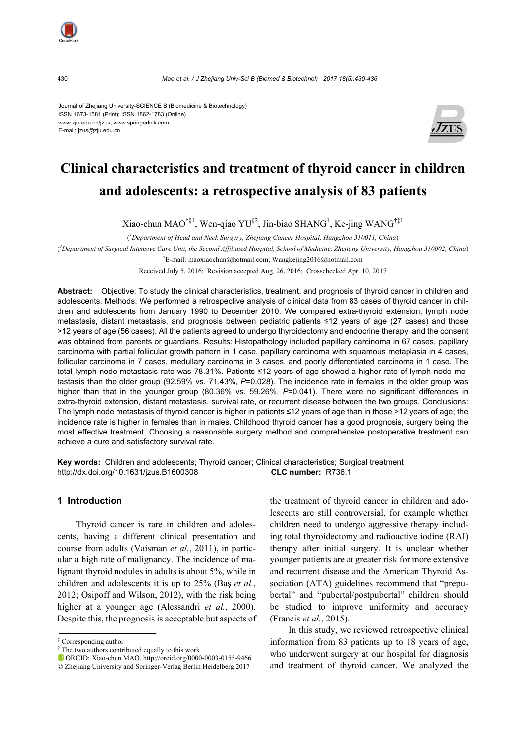Journal of Zhejiang University-SCIENCE B (Biomedicine & Biotechnology)
ISSN 1673-1581 (Print); ISSN 1862-1783 (Online)
www.zju.edu.cn/jzus; www.springerlink.com
E-mail: jzus@zju.edu.cn

# Clinical characteristics and treatment of thyroid cancer in children and adolescents: a retrospective analysis of 83 patients

Xiao-chun MAO[†§1], Wen-qiao YU[§2], Jin-biao SHANG[1], Ke-jing WANG[†‡1]

([1]Department of Head and Neck Surgery, Zhejiang Cancer Hospital, Hangzhou 310011, China)

([2]Department of Surgical Intensive Care Unit, the Second Affiliated Hospital, School of Medicine, Zhejiang University, Hangzhou 310002, China)

[†]E-mail: maoxiaochun@hotmail.com; Wangkejing2016@hotmail.com

Received July 5, 2016; Revision accepted Aug. 26, 2016; Crosschecked Apr. 10, 2017

**Abstract:** Objective: To study the clinical characteristics, treatment, and prognosis of thyroid cancer in children and adolescents. Methods: We performed a retrospective analysis of clinical data from 83 cases of thyroid cancer in children and adolescents from January 1990 to December 2010. We compared extra-thyroid extension, lymph node metastasis, distant metastasis, and prognosis between pediatric patients ≤12 years of age (27 cases) and those >12 years of age (56 cases). All the patients agreed to undergo thyroidectomy and endocrine therapy, and the consent was obtained from parents or guardians. Results: Histopathology included papillary carcinoma in 67 cases, papillary carcinoma with partial follicular growth pattern in 1 case, papillary carcinoma with squamous metaplasia in 4 cases, follicular carcinoma in 7 cases, medullary carcinoma in 3 cases, and poorly differentiated carcinoma in 1 case. The total lymph node metastasis rate was 78.31%. Patients ≤12 years of age showed a higher rate of lymph node metastasis than the older group (92.59% vs. 71.43%, $P$=0.028). The incidence rate in females in the older group was higher than that in the younger group (80.36% vs. 59.26%, $P$=0.041). There were no significant differences in extra-thyroid extension, distant metastasis, survival rate, or recurrent disease between the two groups. Conclusions: The lymph node metastasis of thyroid cancer is higher in patients ≤12 years of age than in those >12 years of age; the incidence rate is higher in females than in males. Childhood thyroid cancer has a good prognosis, surgery being the most effective treatment. Choosing a reasonable surgery method and comprehensive postoperative treatment can achieve a cure and satisfactory survival rate.

**Key words:** Children and adolescents; Thyroid cancer; Clinical characteristics; Surgical treatment
http://dx.doi.org/10.1631/jzus.B1600308 **CLC number:** R736.1

## 1 Introduction

Thyroid cancer is rare in children and adolescents, having a different clinical presentation and course from adults (Vaisman *et al.*, 2011), in particular a high rate of malignancy. The incidence of malignant thyroid nodules in adults is about 5%, while in children and adolescents it is up to 25% (Baş *et al.*, 2012; Osipoff and Wilson, 2012), with the risk being higher at a younger age (Alessandri *et al.*, 2000). Despite this, the prognosis is acceptable but aspects of the treatment of thyroid cancer in children and adolescents are still controversial, for example whether children need to undergo aggressive therapy including total thyroidectomy and radioactive iodine (RAI) therapy after initial surgery. It is unclear whether younger patients are at greater risk for more extensive and recurrent disease and the American Thyroid Association (ATA) guidelines recommend that "prepubertal" and "pubertal/postpubertal" children should be studied to improve uniformity and accuracy (Francis *et al.*, 2015).

In this study, we reviewed retrospective clinical information from 83 patients up to 18 years of age, who underwent surgery at our hospital for diagnosis and treatment of thyroid cancer. We analyzed the

---

‡ Corresponding author

§ The two authors contributed equally to this work

ORCID: Xiao-chun MAO, http://orcid.org/0000-0003-0155-9466

© Zhejiang University and Springer-Verlag Berlin Heidelberg 2017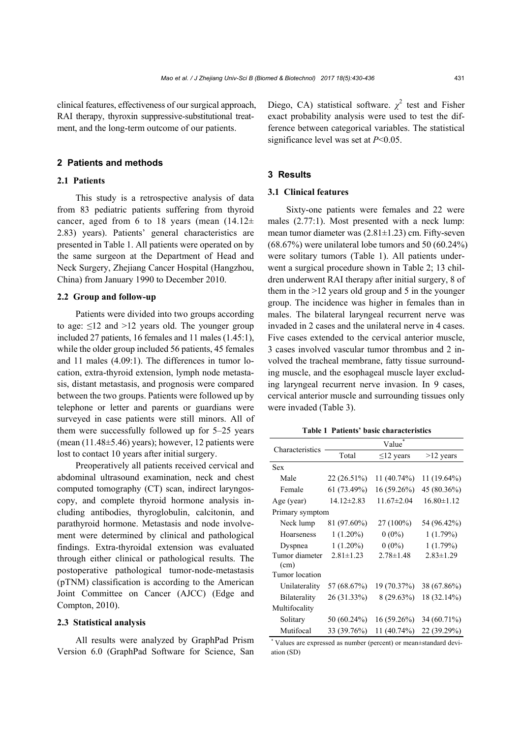clinical features, effectiveness of our surgical approach, RAI therapy, thyroxin suppressive-substitutional treatment, and the long-term outcome of our patients.

## 2 Patients and methods

### 2.1 Patients

This study is a retrospective analysis of data from 83 pediatric patients suffering from thyroid cancer, aged from 6 to 18 years (mean (14.12±2.83) years). Patients' general characteristics are presented in Table 1. All patients were operated on by the same surgeon at the Department of Head and Neck Surgery, Zhejiang Cancer Hospital (Hangzhou, China) from January 1990 to December 2010.

### 2.2 Group and follow-up

Patients were divided into two groups according to age: ≤12 and >12 years old. The younger group included 27 patients, 16 females and 11 males (1.45:1), while the older group included 56 patients, 45 females and 11 males (4.09:1). The differences in tumor location, extra-thyroid extension, lymph node metastasis, distant metastasis, and prognosis were compared between the two groups. Patients were followed up by telephone or letter and parents or guardians were surveyed in case patients were still minors. All of them were successfully followed up for 5–25 years (mean (11.48±5.46) years); however, 12 patients were lost to contact 10 years after initial surgery.

Preoperatively all patients received cervical and abdominal ultrasound examination, neck and chest computed tomography (CT) scan, indirect laryngoscopy, and complete thyroid hormone analysis including antibodies, thyroglobulin, calcitonin, and parathyroid hormone. Metastasis and node involvement were determined by clinical and pathological findings. Extra-thyroidal extension was evaluated through either clinical or pathological results. The postoperative pathological tumor-node-metastasis (pTNM) classification is according to the American Joint Committee on Cancer (AJCC) (Edge and Compton, 2010).

### 2.3 Statistical analysis

All results were analyzed by GraphPad Prism Version 6.0 (GraphPad Software for Science, San Diego, CA) statistical software. $\chi^2$ test and Fisher exact probability analysis were used to test the difference between categorical variables. The statistical significance level was set at $P<0.05$.

## 3 Results

### 3.1 Clinical features

Sixty-one patients were females and 22 were males (2.77:1). Most presented with a neck lump: mean tumor diameter was (2.81±1.23) cm. Fifty-seven (68.67%) were unilateral lobe tumors and 50 (60.24%) were solitary tumors (Table 1). All patients underwent a surgical procedure shown in Table 2; 13 children underwent RAI therapy after initial surgery, 8 of them in the >12 years old group and 5 in the younger group. The incidence was higher in females than in males. The bilateral laryngeal recurrent nerve was invaded in 2 cases and the unilateral nerve in 4 cases. Five cases extended to the cervical anterior muscle, 3 cases involved vascular tumor thrombus and 2 involved the tracheal membrane, fatty tissue surrounding muscle, and the esophageal muscle layer excluding laryngeal recurrent nerve invasion. In 9 cases, cervical anterior muscle and surrounding tissues only were invaded (Table 3).

**Table 1 Patients' basic characteristics**

| Characteristics | Value* | | |
|---|---|---|---|
| | Total | ≤12 years | >12 years |
| Sex | | | |
| Male | 22 (26.51%) | 11 (40.74%) | 11 (19.64%) |
| Female | 61 (73.49%) | 16 (59.26%) | 45 (80.36%) |
| Age (year) | 14.12±2.83 | 11.67±2.04 | 16.80±1.12 |
| Primary symptom | | | |
| Neck lump | 81 (97.60%) | 27 (100%) | 54 (96.42%) |
| Hoarseness | 1 (1.20%) | 0 (0%) | 1 (1.79%) |
| Dyspnea | 1 (1.20%) | 0 (0%) | 1 (1.79%) |
| Tumor diameter (cm) | 2.81±1.23 | 2.78±1.48 | 2.83±1.29 |
| Tumor location | | | |
| Unilaterality | 57 (68.67%) | 19 (70.37%) | 38 (67.86%) |
| Bilaterality | 26 (31.33%) | 8 (29.63%) | 18 (32.14%) |
| Multifocality | | | |
| Solitary | 50 (60.24%) | 16 (59.26%) | 34 (60.71%) |
| Mutifocal | 33 (39.76%) | 11 (40.74%) | 22 (39.29%) |

\* Values are expressed as number (percent) or mean±standard deviation (SD)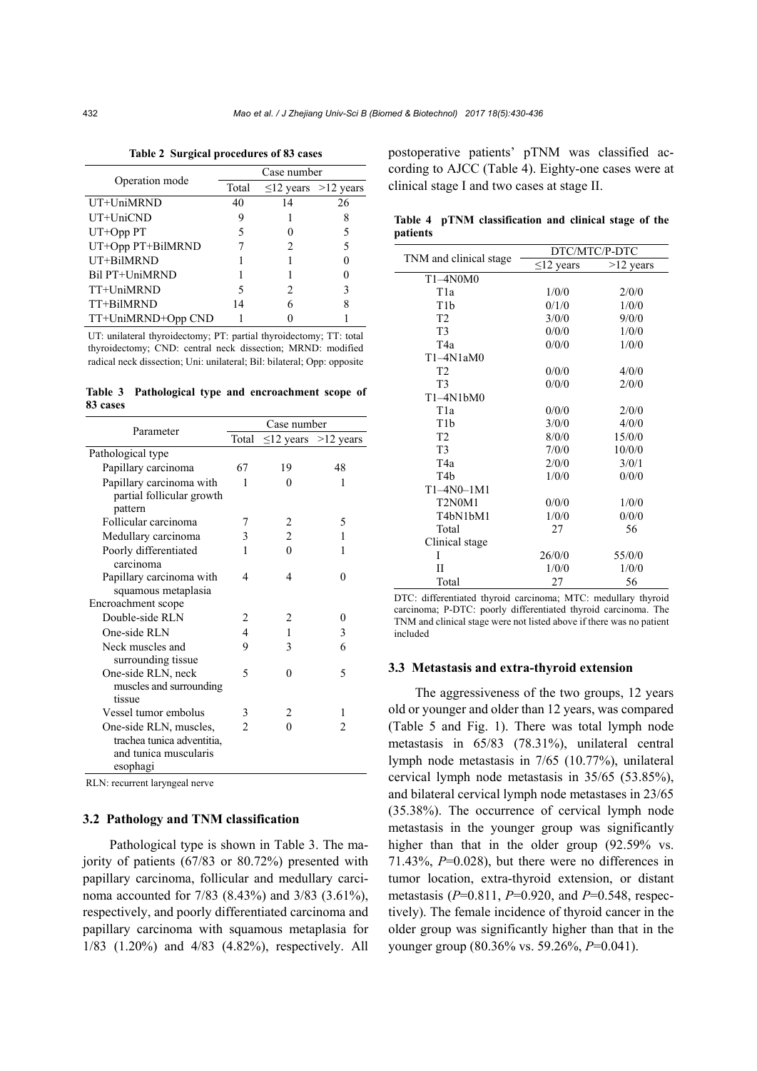**Table 2 Surgical procedures of 83 cases**

| Operation mode | Case number | | |
|---|---|---|---|
| | Total | ≤12 years | >12 years |
| UT+UniMRND | 40 | 14 | 26 |
| UT+UniCND | 9 | 1 | 8 |
| UT+Opp PT | 5 | 0 | 5 |
| UT+Opp PT+BilMRND | 7 | 2 | 5 |
| UT+BilMRND | 1 | 1 | 0 |
| Bil PT+UniMRND | 1 | 1 | 0 |
| TT+UniMRND | 5 | 2 | 3 |
| TT+BilMRND | 14 | 6 | 8 |
| UT+UniMRND+Opp CND | 1 | 0 | 1 |

UT: unilateral thyroidectomy; PT: partial thyroidectomy; TT: total thyroidectomy; CND: central neck dissection; MRND: modified radical neck dissection; Uni: unilateral; Bil: bilateral; Opp: opposite

**Table 3 Pathological type and encroachment scope of 83 cases**

| Parameter | Case number | | |
|---|---|---|---|
| | Total | ≤12 years | >12 years |
| Pathological type | | | |
| Papillary carcinoma | 67 | 19 | 48 |
| Papillary carcinoma with partial follicular growth pattern | 1 | 0 | 1 |
| Follicular carcinoma | 7 | 2 | 5 |
| Medullary carcinoma | 3 | 2 | 1 |
| Poorly differentiated carcinoma | 1 | 0 | 1 |
| Papillary carcinoma with squamous metaplasia | 4 | 4 | 0 |
| Encroachment scope | | | |
| Double-side RLN | 2 | 2 | 0 |
| One-side RLN | 4 | 1 | 3 |
| Neck muscles and surrounding tissue | 9 | 3 | 6 |
| One-side RLN, neck muscles and surrounding tissue | 5 | 0 | 5 |
| Vessel tumor embolus | 3 | 2 | 1 |
| One-side RLN, muscles, trachea tunica adventitia, and tunica muscularis esophagi | 2 | 0 | 2 |

RLN: recurrent laryngeal nerve

### 3.2 Pathology and TNM classification

Pathological type is shown in Table 3. The majority of patients (67/83 or 80.72%) presented with papillary carcinoma, follicular and medullary carcinoma accounted for 7/83 (8.43%) and 3/83 (3.61%), respectively, and poorly differentiated carcinoma and papillary carcinoma with squamous metaplasia for 1/83 (1.20%) and 4/83 (4.82%), respectively. All postoperative patients' pTNM was classified according to AJCC (Table 4). Eighty-one cases were at clinical stage I and two cases at stage II.

**Table 4 pTNM classification and clinical stage of the patients**

| TNM and clinical stage | DTC/MTC/P-DTC | |
|---|---|---|
| | ≤12 years | >12 years |
| T1–4N0M0 | | |
| T1a | 1/0/0 | 2/0/0 |
| T1b | 0/1/0 | 1/0/0 |
| T2 | 3/0/0 | 9/0/0 |
| T3 | 0/0/0 | 1/0/0 |
| T4a | 0/0/0 | 1/0/0 |
| T1–4N1aM0 | | |
| T2 | 0/0/0 | 4/0/0 |
| T3 | 0/0/0 | 2/0/0 |
| T1–4N1bM0 | | |
| T1a | 0/0/0 | 2/0/0 |
| T1b | 3/0/0 | 4/0/0 |
| T2 | 8/0/0 | 15/0/0 |
| T3 | 7/0/0 | 10/0/0 |
| T4a | 2/0/0 | 3/0/1 |
| T4b | 1/0/0 | 0/0/0 |
| T1–4N0–1M1 | | |
| T2N0M1 | 0/0/0 | 1/0/0 |
| T4bN1bM1 | 1/0/0 | 0/0/0 |
| Total | 27 | 56 |
| Clinical stage | | |
| I | 26/0/0 | 55/0/0 |
| II | 1/0/0 | 1/0/0 |
| Total | 27 | 56 |

DTC: differentiated thyroid carcinoma; MTC: medullary thyroid carcinoma; P-DTC: poorly differentiated thyroid carcinoma. The TNM and clinical stage were not listed above if there was no patient included

### 3.3 Metastasis and extra-thyroid extension

The aggressiveness of the two groups, 12 years old or younger and older than 12 years, was compared (Table 5 and Fig. 1). There was total lymph node metastasis in 65/83 (78.31%), unilateral central lymph node metastasis in 7/65 (10.77%), unilateral cervical lymph node metastasis in 35/65 (53.85%), and bilateral cervical lymph node metastases in 23/65 (35.38%). The occurrence of cervical lymph node metastasis in the younger group was significantly higher than that in the older group (92.59% vs. 71.43%, $P$=0.028), but there were no differences in tumor location, extra-thyroid extension, or distant metastasis ($P$=0.811, $P$=0.920, and $P$=0.548, respectively). The female incidence of thyroid cancer in the older group was significantly higher than that in the younger group (80.36% vs. 59.26%, $P$=0.041).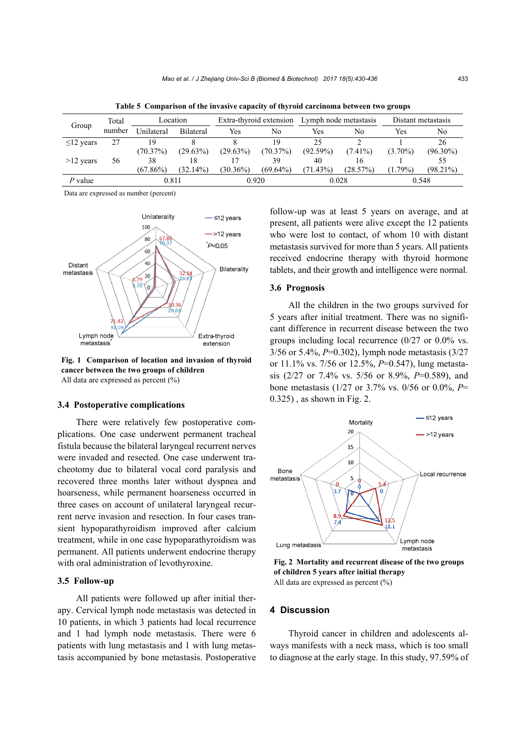**Table 5 Comparison of the invasive capacity of thyroid carcinoma between two groups**

| Group | Total number | Location | | Extra-thyroid extension | | Lymph node metastasis | | Distant metastasis | |
|---|---|---|---|---|---|---|---|---|---|
| | | Unilateral | Bilateral | Yes | No | Yes | No | Yes | No |
| ≤12 years | 27 | 19 (70.37%) | 8 (29.63%) | 8 (29.63%) | 19 (70.37%) | 25 (92.59%) | 2 (7.41%) | 1 (3.70%) | 26 (96.30%) |
| >12 years | 56 | 38 (67.86%) | 18 (32.14%) | 17 (30.36%) | 39 (69.64%) | 40 (71.43%) | 16 (28.57%) | 1 (1.79%) | 55 (98.21%) |
| *P* value | | 0.811 | | 0.920 | | 0.028 | | 0.548 | |

Data are expressed as number (percent)

**Fig. 1 Comparison of location and invasion of thyroid cancer between the two groups of children**
All data are expressed as percent (%)

### 3.4 Postoperative complications

There were relatively few postoperative complications. One case underwent permanent tracheal fistula because the bilateral laryngeal recurrent nerves were invaded and resected. One case underwent tracheotomy due to bilateral vocal cord paralysis and recovered three months later without dyspnea and hoarseness, while permanent hoarseness occurred in three cases on account of unilateral laryngeal recurrent nerve invasion and resection. In four cases transient hypoparathyroidism improved after calcium treatment, while in one case hypoparathyroidism was permanent. All patients underwent endocrine therapy with oral administration of levothyroxine.

### 3.5 Follow-up

All patients were followed up after initial therapy. Cervical lymph node metastasis was detected in 10 patients, in which 3 patients had local recurrence and 1 had lymph node metastasis. There were 6 patients with lung metastasis and 1 with lung metastasis accompanied by bone metastasis. Postoperative follow-up was at least 5 years on average, and at present, all patients were alive except the 12 patients who were lost to contact, of whom 10 with distant metastasis survived for more than 5 years. All patients received endocrine therapy with thyroid hormone tablets, and their growth and intelligence were normal.

### 3.6 Prognosis

All the children in the two groups survived for 5 years after initial treatment. There was no significant difference in recurrent disease between the two groups including local recurrence (0/27 or 0.0% vs. 3/56 or 5.4%, *P*=0.302), lymph node metastasis (3/27 or 11.1% vs. 7/56 or 12.5%, *P*=0.547), lung metastasis (2/27 or 7.4% vs. 5/56 or 8.9%, *P*=0.589), and bone metastasis (1/27 or 3.7% vs. 0/56 or 0.0%, *P*=0.325) , as shown in Fig. 2.

**Fig. 2 Mortality and recurrent disease of the two groups of children 5 years after initial therapy**
All data are expressed as percent (%)

## 4 Discussion

Thyroid cancer in children and adolescents always manifests with a neck mass, which is too small to diagnose at the early stage. In this study, 97.59% of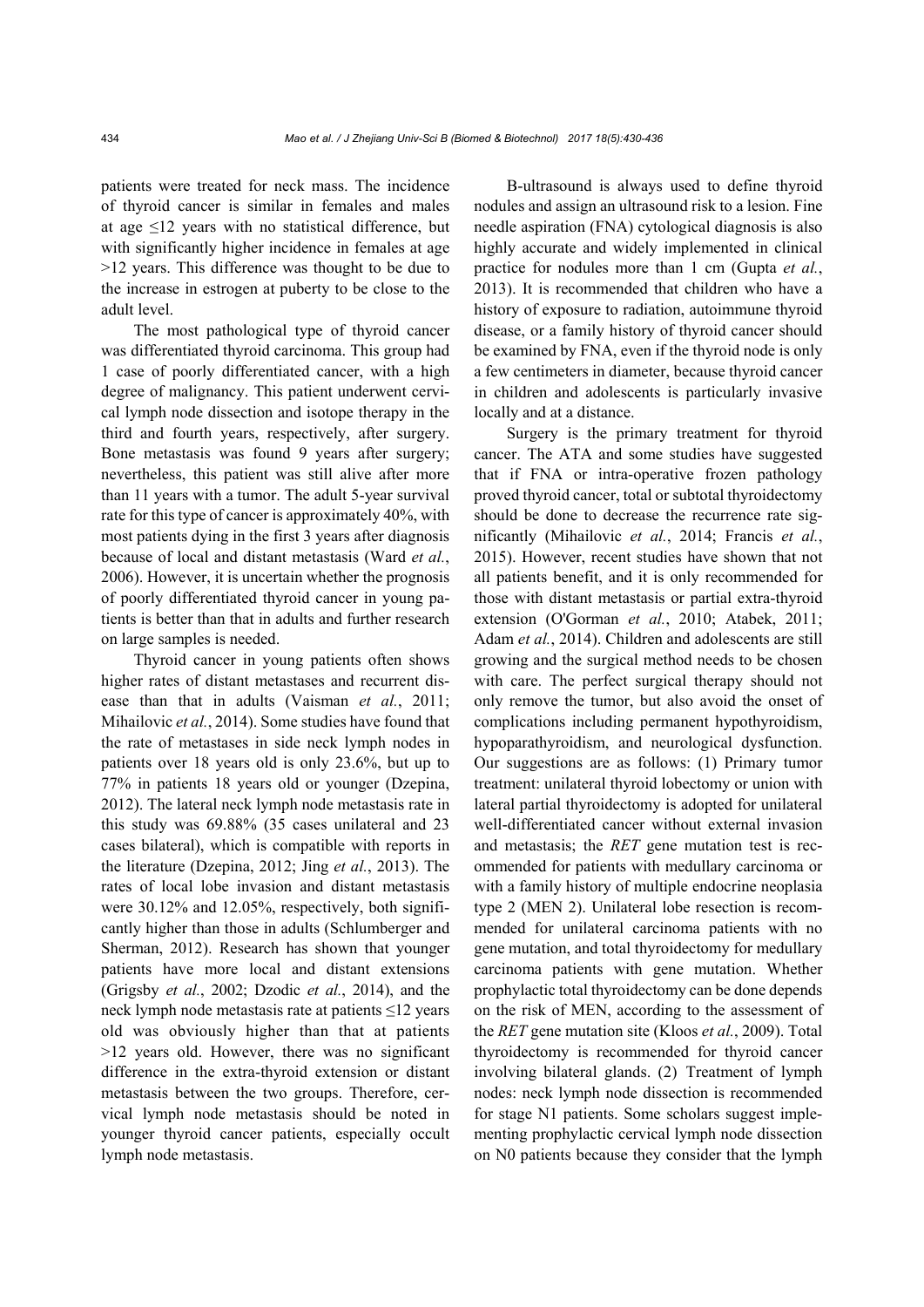patients were treated for neck mass. The incidence of thyroid cancer is similar in females and males at age ≤12 years with no statistical difference, but with significantly higher incidence in females at age >12 years. This difference was thought to be due to the increase in estrogen at puberty to be close to the adult level.

The most pathological type of thyroid cancer was differentiated thyroid carcinoma. This group had 1 case of poorly differentiated cancer, with a high degree of malignancy. This patient underwent cervical lymph node dissection and isotope therapy in the third and fourth years, respectively, after surgery. Bone metastasis was found 9 years after surgery; nevertheless, this patient was still alive after more than 11 years with a tumor. The adult 5-year survival rate for this type of cancer is approximately 40%, with most patients dying in the first 3 years after diagnosis because of local and distant metastasis (Ward *et al.*, 2006). However, it is uncertain whether the prognosis of poorly differentiated thyroid cancer in young patients is better than that in adults and further research on large samples is needed.

Thyroid cancer in young patients often shows higher rates of distant metastases and recurrent disease than that in adults (Vaisman *et al.*, 2011; Mihailovic *et al.*, 2014). Some studies have found that the rate of metastases in side neck lymph nodes in patients over 18 years old is only 23.6%, but up to 77% in patients 18 years old or younger (Dzepina, 2012). The lateral neck lymph node metastasis rate in this study was 69.88% (35 cases unilateral and 23 cases bilateral), which is compatible with reports in the literature (Dzepina, 2012; Jing *et al.*, 2013). The rates of local lobe invasion and distant metastasis were 30.12% and 12.05%, respectively, both significantly higher than those in adults (Schlumberger and Sherman, 2012). Research has shown that younger patients have more local and distant extensions (Grigsby *et al.*, 2002; Dzodic *et al.*, 2014), and the neck lymph node metastasis rate at patients ≤12 years old was obviously higher than that at patients >12 years old. However, there was no significant difference in the extra-thyroid extension or distant metastasis between the two groups. Therefore, cervical lymph node metastasis should be noted in younger thyroid cancer patients, especially occult lymph node metastasis.

B-ultrasound is always used to define thyroid nodules and assign an ultrasound risk to a lesion. Fine needle aspiration (FNA) cytological diagnosis is also highly accurate and widely implemented in clinical practice for nodules more than 1 cm (Gupta *et al.*, 2013). It is recommended that children who have a history of exposure to radiation, autoimmune thyroid disease, or a family history of thyroid cancer should be examined by FNA, even if the thyroid node is only a few centimeters in diameter, because thyroid cancer in children and adolescents is particularly invasive locally and at a distance.

Surgery is the primary treatment for thyroid cancer. The ATA and some studies have suggested that if FNA or intra-operative frozen pathology proved thyroid cancer, total or subtotal thyroidectomy should be done to decrease the recurrence rate significantly (Mihailovic *et al.*, 2014; Francis *et al.*, 2015). However, recent studies have shown that not all patients benefit, and it is only recommended for those with distant metastasis or partial extra-thyroid extension (O'Gorman *et al.*, 2010; Atabek, 2011; Adam *et al.*, 2014). Children and adolescents are still growing and the surgical method needs to be chosen with care. The perfect surgical therapy should not only remove the tumor, but also avoid the onset of complications including permanent hypothyroidism, hypoparathyroidism, and neurological dysfunction. Our suggestions are as follows: (1) Primary tumor treatment: unilateral thyroid lobectomy or union with lateral partial thyroidectomy is adopted for unilateral well-differentiated cancer without external invasion and metastasis; the *RET* gene mutation test is recommended for patients with medullary carcinoma or with a family history of multiple endocrine neoplasia type 2 (MEN 2). Unilateral lobe resection is recommended for unilateral carcinoma patients with no gene mutation, and total thyroidectomy for medullary carcinoma patients with gene mutation. Whether prophylactic total thyroidectomy can be done depends on the risk of MEN, according to the assessment of the *RET* gene mutation site (Kloos *et al.*, 2009). Total thyroidectomy is recommended for thyroid cancer involving bilateral glands. (2) Treatment of lymph nodes: neck lymph node dissection is recommended for stage N1 patients. Some scholars suggest implementing prophylactic cervical lymph node dissection on N0 patients because they consider that the lymph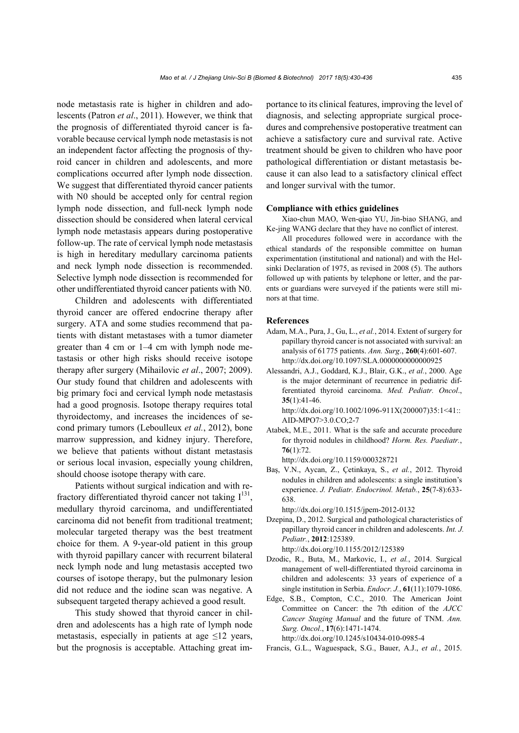node metastasis rate is higher in children and adolescents (Patron *et al*., 2011). However, we think that the prognosis of differentiated thyroid cancer is favorable because cervical lymph node metastasis is not an independent factor affecting the prognosis of thyroid cancer in children and adolescents, and more complications occurred after lymph node dissection. We suggest that differentiated thyroid cancer patients with N0 should be accepted only for central region lymph node dissection, and full-neck lymph node dissection should be considered when lateral cervical lymph node metastasis appears during postoperative follow-up. The rate of cervical lymph node metastasis is high in hereditary medullary carcinoma patients and neck lymph node dissection is recommended. Selective lymph node dissection is recommended for other undifferentiated thyroid cancer patients with N0.

Children and adolescents with differentiated thyroid cancer are offered endocrine therapy after surgery. ATA and some studies recommend that patients with distant metastases with a tumor diameter greater than 4 cm or 1–4 cm with lymph node metastasis or other high risks should receive isotope therapy after surgery (Mihailovic *et al*., 2007; 2009). Our study found that children and adolescents with big primary foci and cervical lymph node metastasis had a good prognosis. Isotope therapy requires total thyroidectomy, and increases the incidences of second primary tumors (Leboulleux *et al.*, 2012), bone marrow suppression, and kidney injury. Therefore, we believe that patients without distant metastasis or serious local invasion, especially young children, should choose isotope therapy with care.

Patients without surgical indication and with refractory differentiated thyroid cancer not taking $I^{131}$, medullary thyroid carcinoma, and undifferentiated carcinoma did not benefit from traditional treatment; molecular targeted therapy was the best treatment choice for them. A 9-year-old patient in this group with thyroid papillary cancer with recurrent bilateral neck lymph node and lung metastasis accepted two courses of isotope therapy, but the pulmonary lesion did not reduce and the iodine scan was negative. A subsequent targeted therapy achieved a good result.

This study showed that thyroid cancer in children and adolescents has a high rate of lymph node metastasis, especially in patients at age ≤12 years, but the prognosis is acceptable. Attaching great importance to its clinical features, improving the level of diagnosis, and selecting appropriate surgical procedures and comprehensive postoperative treatment can achieve a satisfactory cure and survival rate. Active treatment should be given to children who have poor pathological differentiation or distant metastasis because it can also lead to a satisfactory clinical effect and longer survival with the tumor.

#### Compliance with ethics guidelines

Xiao-chun MAO, Wen-qiao YU, Jin-biao SHANG, and Ke-jing WANG declare that they have no conflict of interest.

All procedures followed were in accordance with the ethical standards of the responsible committee on human experimentation (institutional and national) and with the Helsinki Declaration of 1975, as revised in 2008 (5). The authors followed up with patients by telephone or letter, and the parents or guardians were surveyed if the patients were still minors at that time.

#### References

Adam, M.A., Pura, J., Gu, L., *et al.*, 2014. Extent of surgery for papillary thyroid cancer is not associated with survival: an analysis of 61 775 patients. *Ann. Surg*., **260**(4):601-607. http://dx.doi.org/10.1097/SLA.0000000000000925

Alessandri, A.J., Goddard, K.J., Blair, G.K., *et al.*, 2000. Age is the major determinant of recurrence in pediatric differentiated thyroid carcinoma. *Med. Pediatr. Oncol*., **35**(1):41-46. http://dx.doi.org/10.1002/1096-911X(200007)35:1<41::AID-MPO7>3.0.CO;2-7

Atabek, M.E., 2011. What is the safe and accurate procedure for thyroid nodules in childhood? *Horm. Res. Paediatr.*, **76**(1):72. http://dx.doi.org/10.1159/000328721

Baş, V.N., Aycan, Z., Çetinkaya, S., *et al.*, 2012. Thyroid nodules in children and adolescents: a single institution's experience. *J. Pediatr. Endocrinol. Metab.*, **25**(7-8):633-638. http://dx.doi.org/10.1515/jpem-2012-0132

Dzepina, D., 2012. Surgical and pathological characteristics of papillary thyroid cancer in children and adolescents. *Int. J. Pediatr.*, **2012**:125389. http://dx.doi.org/10.1155/2012/125389

Dzodic, R., Buta, M., Markovic, I., *et al.*, 2014. Surgical management of well-differentiated thyroid carcinoma in children and adolescents: 33 years of experience of a single institution in Serbia. *Endocr. J.*, **61**(11):1079-1086.

Edge, S.B., Compton, C.C., 2010. The American Joint Committee on Cancer: the 7th edition of the *AJCC Cancer Staging Manual* and the future of TNM. *Ann. Surg. Oncol*., **17**(6):1471-1474. http://dx.doi.org/10.1245/s10434-010-0985-4

Francis, G.L., Waguespack, S.G., Bauer, A.J., *et al.*, 2015.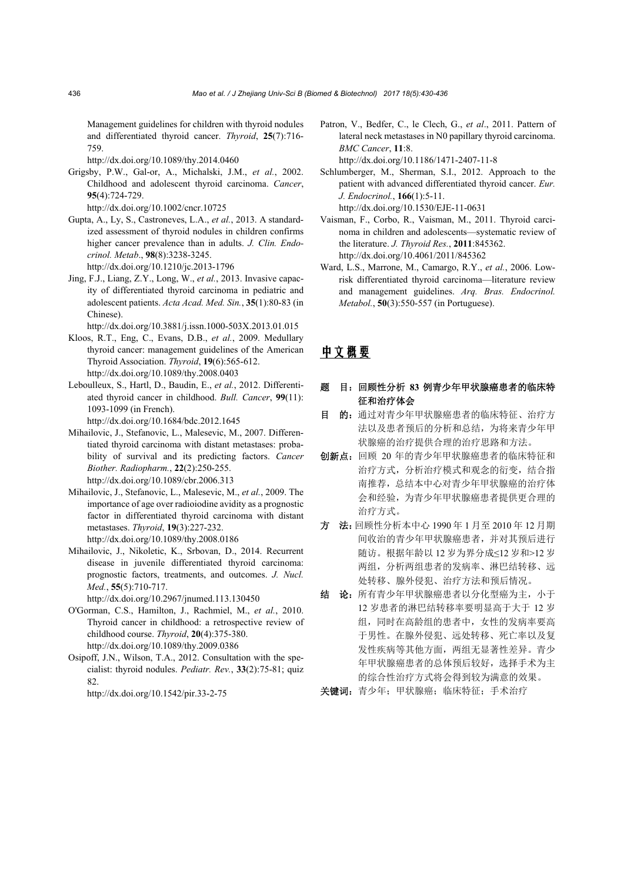Management guidelines for children with thyroid nodules and differentiated thyroid cancer. *Thyroid*, **25**(7):716-759.
http://dx.doi.org/10.1089/thy.2014.0460

Grigsby, P.W., Gal-or, A., Michalski, J.M., *et al.*, 2002. Childhood and adolescent thyroid carcinoma. *Cancer*, **95**(4):724-729.
http://dx.doi.org/10.1002/cncr.10725

Gupta, A., Ly, S., Castroneves, L.A., *et al.*, 2013. A standardized assessment of thyroid nodules in children confirms higher cancer prevalence than in adults. *J. Clin. Endocrinol. Metab*., **98**(8):3238-3245.
http://dx.doi.org/10.1210/jc.2013-1796

Jing, F.J., Liang, Z.Y., Long, W., *et al.*, 2013. Invasive capacity of differentiated thyroid carcinoma in pediatric and adolescent patients. *Acta Acad. Med. Sin.*, **35**(1):80-83 (in Chinese).
http://dx.doi.org/10.3881/j.issn.1000-503X.2013.01.015

Kloos, R.T., Eng, C., Evans, D.B., *et al.*, 2009. Medullary thyroid cancer: management guidelines of the American Thyroid Association. *Thyroid*, **19**(6):565-612.
http://dx.doi.org/10.1089/thy.2008.0403

Leboulleux, S., Hartl, D., Baudin, E., *et al.*, 2012. Differentiated thyroid cancer in childhood. *Bull. Cancer*, **99**(11): 1093-1099 (in French).
http://dx.doi.org/10.1684/bdc.2012.1645

Mihailovic, J., Stefanovic, L., Malesevic, M., 2007. Differentiated thyroid carcinoma with distant metastases: probability of survival and its predicting factors. *Cancer Biother. Radiopharm.*, **22**(2):250-255.
http://dx.doi.org/10.1089/cbr.2006.313

Mihailovic, J., Stefanovic, L., Malesevic, M., *et al.*, 2009. The importance of age over radioiodine avidity as a prognostic factor in differentiated thyroid carcinoma with distant metastases. *Thyroid*, **19**(3):227-232.
http://dx.doi.org/10.1089/thy.2008.0186

Mihailovic, J., Nikoletic, K., Srbovan, D., 2014. Recurrent disease in juvenile differentiated thyroid carcinoma: prognostic factors, treatments, and outcomes. *J. Nucl. Med.*, **55**(5):710-717.
http://dx.doi.org/10.2967/jnumed.113.130450

O'Gorman, C.S., Hamilton, J., Rachmiel, M., *et al.*, 2010. Thyroid cancer in childhood: a retrospective review of childhood course. *Thyroid*, **20**(4):375-380.
http://dx.doi.org/10.1089/thy.2009.0386

Osipoff, J.N., Wilson, T.A., 2012. Consultation with the specialist: thyroid nodules. *Pediatr. Rev.*, **33**(2):75-81; quiz 82.
http://dx.doi.org/10.1542/pir.33-2-75

Patron, V., Bedfer, C., le Clech, G., *et al*., 2011. Pattern of lateral neck metastases in N0 papillary thyroid carcinoma. *BMC Cancer*, **11**:8.
http://dx.doi.org/10.1186/1471-2407-11-8

Schlumberger, M., Sherman, S.I., 2012. Approach to the patient with advanced differentiated thyroid cancer. *Eur. J. Endocrinol.*, **166**(1):5-11.
http://dx.doi.org/10.1530/EJE-11-0631

Vaisman, F., Corbo, R., Vaisman, M., 2011. Thyroid carcinoma in children and adolescents—systematic review of the literature. *J. Thyroid Res.*, **2011**:845362.
http://dx.doi.org/10.4061/2011/845362

Ward, L.S., Marrone, M., Camargo, R.Y., *et al.*, 2006. Low-risk differentiated thyroid carcinoma—literature review and management guidelines. *Arq. Bras. Endocrinol. Metabol.*, **50**(3):550-557 (in Portuguese).

## 中文概要

**题　目：回顾性分析 83 例青少年甲状腺癌患者的临床特征和治疗体会**

**目　的：**通过对青少年甲状腺癌患者的临床特征、治疗方法以及患者预后的分析和总结，为将来青少年甲状腺癌的治疗提供合理的治疗思路和方法。

**创新点：**回顾 20 年的青少年甲状腺癌患者的临床特征和治疗方式，分析治疗模式和观念的衍变，结合指南推荐，总结本中心对青少年甲状腺癌的治疗体会和经验，为青少年甲状腺癌患者提供更合理的治疗方式。

**方　法：**回顾性分析本中心 1990 年 1 月至 2010 年 12 月期间收治的青少年甲状腺癌患者，并对其预后进行随访。根据年龄以 12 岁为界分成≤12 岁和>12 岁两组，分析两组患者的发病率、淋巴结转移、远处转移、腺外侵犯、治疗方法和预后情况。

**结　论：**所有青少年甲状腺癌患者以分化型癌为主，小于 12 岁患者的淋巴结转移率要明显高于大于 12 岁组，同时在高龄组的患者中，女性的发病率要高于男性。在腺外侵犯、远处转移、死亡率以及复发性疾病等其他方面，两组无显著性差异。青少年甲状腺癌患者的总体预后较好，选择手术为主的综合性治疗方式将会得到较为满意的效果。

**关键词：**青少年；甲状腺癌；临床特征；手术治疗